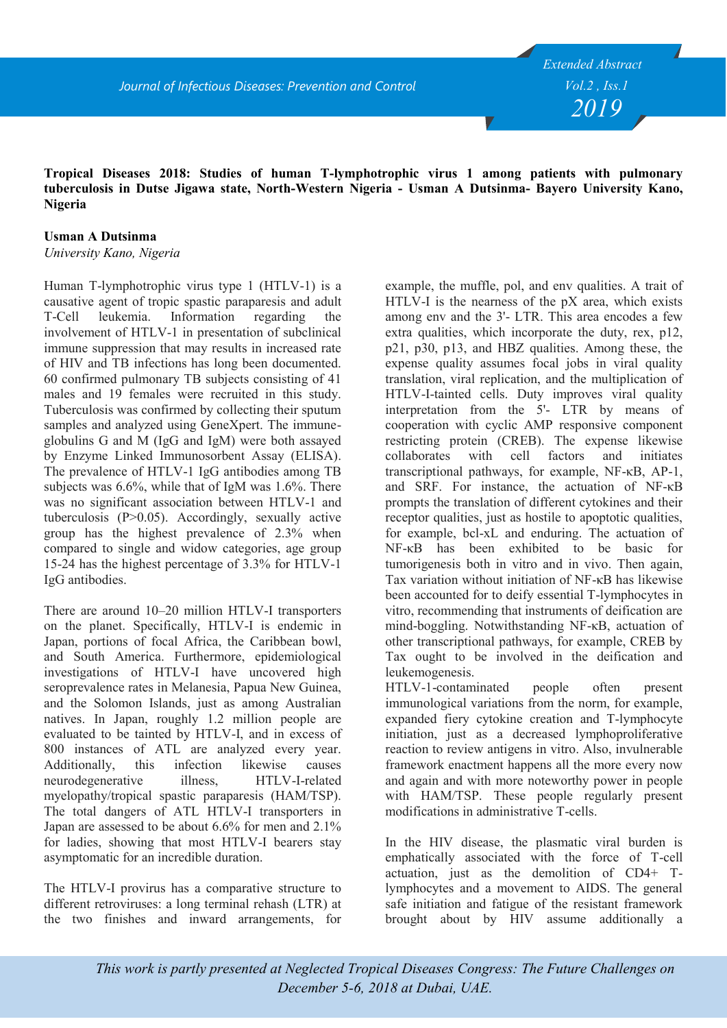**Tropical Diseases 2018: Studies of human T-lymphotrophic virus 1 among patients with pulmonary tuberculosis in Dutse Jigawa state, North-Western Nigeria - Usman A Dutsinma- Bayero University Kano, Nigeria**

**Usman A Dutsinma**
*University Kano, Nigeria*

Human T-lymphotropic virus type 1 (HTLV-1) is a causative agent of tropic spastic paraparesis and adult T-Cell leukemia. Information regarding the involvement of HTLV-1 in presentation of subclinical immune suppression that may results in increased rate of HIV and TB infections has long been documented. 60 confirmed pulmonary TB subjects consisting of 41 males and 19 females were recruited in this study. Tuberculosis was confirmed by collecting their sputum samples and analyzed using GeneXpert. The immune-globulins G and M (IgG and IgM) were both assayed by Enzyme Linked Immunosorbent Assay (ELISA). The prevalence of HTLV-1 IgG antibodies among TB subjects was 6.6%, while that of IgM was 1.6%. There was no significant association between HTLV-1 and tuberculosis (P>0.05). Accordingly, sexually active group has the highest prevalence of 2.3% when compared to single and widow categories, age group 15-24 has the highest percentage of 3.3% for HTLV-1 IgG antibodies.

There are around 10–20 million HTLV-I transporters on the planet. Specifically, HTLV-I is endemic in Japan, portions of focal Africa, the Caribbean bowl, and South America. Furthermore, epidemiological investigations of HTLV-I have uncovered high seroprevalence rates in Melanesia, Papua New Guinea, and the Solomon Islands, just as among Australian natives. In Japan, roughly 1.2 million people are evaluated to be tainted by HTLV-I, and in excess of 800 instances of ATL are analyzed every year. Additionally, this infection likewise causes neurodegenerative illness, HTLV-I-related myelopathy/tropical spastic paraparesis (HAM/TSP). The total dangers of ATL HTLV-I transporters in Japan are assessed to be about 6.6% for men and 2.1% for ladies, showing that most HTLV-I bearers stay asymptomatic for an incredible duration.

The HTLV-I provirus has a comparative structure to different retroviruses: a long terminal rehash (LTR) at the two finishes and inward arrangements, for example, the muffle, pol, and env qualities. A trait of HTLV-I is the nearness of the pX area, which exists among env and the 3'- LTR. This area encodes a few extra qualities, which incorporate the duty, rex, p12, p21, p30, p13, and HBZ qualities. Among these, the expense quality assumes focal jobs in viral quality translation, viral replication, and the multiplication of HTLV-I-tainted cells. Duty improves viral quality interpretation from the 5'- LTR by means of cooperation with cyclic AMP responsive component restricting protein (CREB). The expense likewise collaborates with cell factors and initiates transcriptional pathways, for example, NF-κB, AP-1, and SRF. For instance, the actuation of NF-κB prompts the translation of different cytokines and their receptor qualities, just as hostile to apoptotic qualities, for example, bcl-xL and enduring. The actuation of NF-κB has been exhibited to be basic for tumorigenesis both in vitro and in vivo. Then again, Tax variation without initiation of NF-κB has likewise been accounted for to deify essential T-lymphocytes in vitro, recommending that instruments of deification are mind-boggling. Notwithstanding NF-κB, actuation of other transcriptional pathways, for example, CREB by Tax ought to be involved in the deification and leukemogenesis.
HTLV-1-contaminated people often present immunological variations from the norm, for example, expanded fiery cytokine creation and T-lymphocyte initiation, just as a decreased lymphoproliferative reaction to review antigens in vitro. Also, invulnerable framework enactment happens all the more every now and again and with more noteworthy power in people with HAM/TSP. These people regularly present modifications in administrative T-cells.

In the HIV disease, the plasmatic viral burden is emphatically associated with the force of T-cell actuation, just as the demolition of CD4+ T-lymphocytes and a movement to AIDS. The general safe initiation and fatigue of the resistant framework brought about by HIV assume additionally a

*This work is partly presented at Neglected Tropical Diseases Congress: The Future Challenges on December 5-6, 2018 at Dubai, UAE.*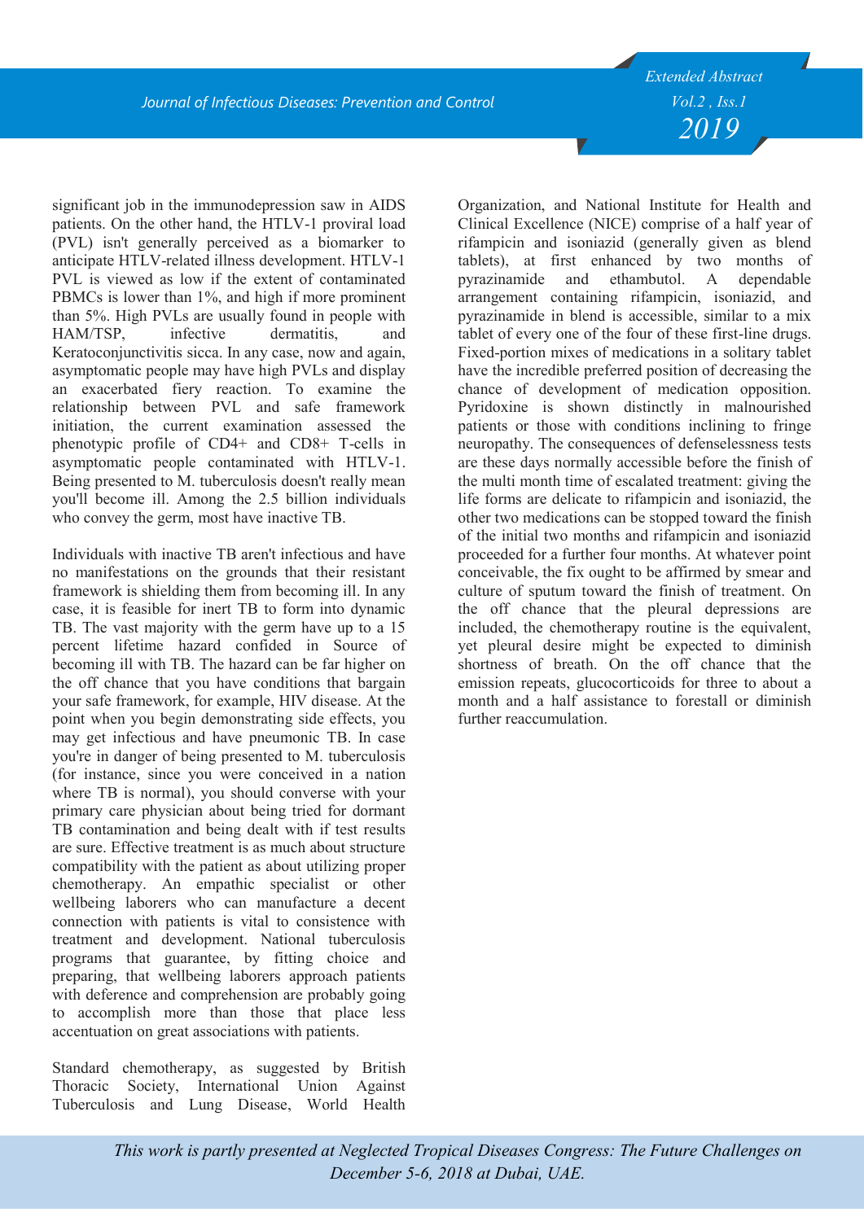significant job in the immunodepression saw in AIDS patients. On the other hand, the HTLV-1 proviral load (PVL) isn't generally perceived as a biomarker to anticipate HTLV-related illness development. HTLV-1 PVL is viewed as low if the extent of contaminated PBMCs is lower than 1%, and high if more prominent than 5%. High PVLs are usually found in people with HAM/TSP, infective dermatitis, and Keratoconjunctivitis sicca. In any case, now and again, asymptomatic people may have high PVLs and display an exacerbated fiery reaction. To examine the relationship between PVL and safe framework initiation, the current examination assessed the phenotypic profile of CD4+ and CD8+ T-cells in asymptomatic people contaminated with HTLV-1. Being presented to M. tuberculosis doesn't really mean you'll become ill. Among the 2.5 billion individuals who convey the germ, most have inactive TB.

Individuals with inactive TB aren't infectious and have no manifestations on the grounds that their resistant framework is shielding them from becoming ill. In any case, it is feasible for inert TB to form into dynamic TB. The vast majority with the germ have up to a 15 percent lifetime hazard confided in Source of becoming ill with TB. The hazard can be far higher on the off chance that you have conditions that bargain your safe framework, for example, HIV disease. At the point when you begin demonstrating side effects, you may get infectious and have pneumonic TB. In case you're in danger of being presented to M. tuberculosis (for instance, since you were conceived in a nation where TB is normal), you should converse with your primary care physician about being tried for dormant TB contamination and being dealt with if test results are sure. Effective treatment is as much about structure compatibility with the patient as about utilizing proper chemotherapy. An empathic specialist or other wellbeing laborers who can manufacture a decent connection with patients is vital to consistence with treatment and development. National tuberculosis programs that guarantee, by fitting choice and preparing, that wellbeing laborers approach patients with deference and comprehension are probably going to accomplish more than those that place less accentuation on great associations with patients.

Standard chemotherapy, as suggested by British Thoracic Society, International Union Against Tuberculosis and Lung Disease, World Health Organization, and National Institute for Health and Clinical Excellence (NICE) comprise of a half year of rifampicin and isoniazid (generally given as blend tablets), at first enhanced by two months of pyrazinamide and ethambutol. A dependable arrangement containing rifampicin, isoniazid, and pyrazinamide in blend is accessible, similar to a mix tablet of every one of the four of these first-line drugs. Fixed-portion mixes of medications in a solitary tablet have the incredible preferred position of decreasing the chance of development of medication opposition. Pyridoxine is shown distinctly in malnourished patients or those with conditions inclining to fringe neuropathy. The consequences of defenselessness tests are these days normally accessible before the finish of the multi month time of escalated treatment: giving the life forms are delicate to rifampicin and isoniazid, the other two medications can be stopped toward the finish of the initial two months and rifampicin and isoniazid proceeded for a further four months. At whatever point conceivable, the fix ought to be affirmed by smear and culture of sputum toward the finish of treatment. On the off chance that the pleural depressions are included, the chemotherapy routine is the equivalent, yet pleural desire might be expected to diminish shortness of breath. On the off chance that the emission repeats, glucocorticoids for three to about a month and a half assistance to forestall or diminish further reaccumulation.

*This work is partly presented at Neglected Tropical Diseases Congress: The Future Challenges on December 5-6, 2018 at Dubai, UAE.*